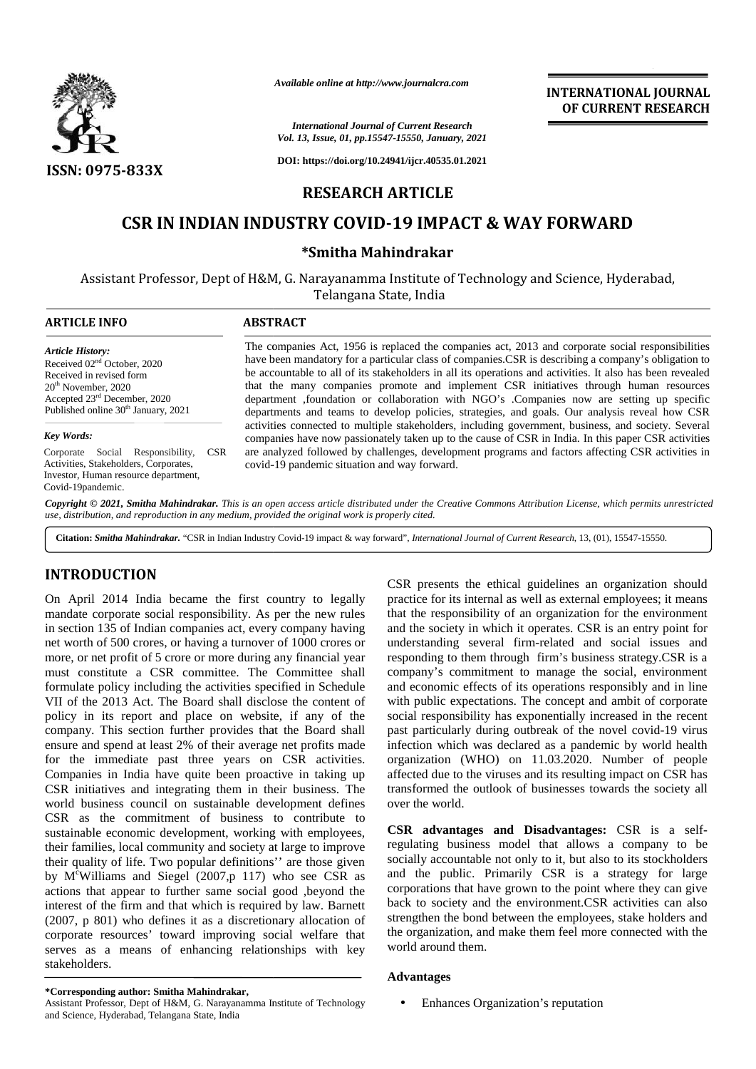# RESEARCH ARTICLE

# CSR IN INDIAN INDUSTRY COVID-19 IMPACT & WAY FORWARD

**\*Smitha Mahindrakar**

Assistant Professor, Dept of H&M, G. Narayanamma Institute of Technology and Science, Hyderabad, Telangana State, India

## ARTICLE INFO

*Article History:*

Received 02[nd] October, 2020
Received in revised form 20[th] November, 2020
Accepted 23[rd] December, 2020
Published online 30[th] January, 2021

*Key Words:*

Corporate Social Responsibility, CSR Activities, Stakeholders, Corporates, Investor, Human resource department, Covid-19pandemic.

## ABSTRACT

The companies Act, 1956 is replaced the companies act, 2013 and corporate social responsibilities have been mandatory for a particular class of companies.CSR is describing a company's obligation to be accountable to all of its stakeholders in all its operations and activities. It also has been revealed that the many companies promote and implement CSR initiatives through human resources department ,foundation or collaboration with NGO's .Companies now are setting up specific departments and teams to develop policies, strategies, and goals. Our analysis reveal how CSR activities connected to multiple stakeholders, including government, business, and society. Several companies have now passionately taken up to the cause of CSR in India. In this paper CSR activities are analyzed followed by challenges, development programs and factors affecting CSR activities in covid-19 pandemic situation and way forward.

*Copyright © 2021, Smitha Mahindrakar. This is an open access article distributed under the Creative Commons Attribution License, which permits unrestricted use, distribution, and reproduction in any medium, provided the original work is properly cited.*

**Citation:** *Smitha Mahindrakar.* "CSR in Indian Industry Covid-19 impact & way forward", *International Journal of Current Research*, 13, (01), 15547-15550.

## INTRODUCTION

On April 2014 India became the first country to legally mandate corporate social responsibility. As per the new rules in section 135 of Indian companies act, every company having net worth of 500 crores, or having a turnover of 1000 crores or more, or net profit of 5 crore or more during any financial year must constitute a CSR committee. The Committee shall formulate policy including the activities specified in Schedule VII of the 2013 Act. The Board shall disclose the content of policy in its report and place on website, if any of the company. This section further provides that the Board shall ensure and spend at least 2% of their average net profits made for the immediate past three years on CSR activities. Companies in India have quite been proactive in taking up CSR initiatives and integrating them in their business. The world business council on sustainable development defines CSR as the commitment of business to contribute to sustainable economic development, working with employees, their families, local community and society at large to improve their quality of life. Two popular definitions'' are those given by M[c]Williams and Siegel (2007,p 117) who see CSR as actions that appear to further same social good ,beyond the interest of the firm and that which is required by law. Barnett (2007, p 801) who defines it as a discretionary allocation of corporate resources' toward improving social welfare that serves as a means of enhancing relationships with key stakeholders.

CSR presents the ethical guidelines an organization should practice for its internal as well as external employees; it means that the responsibility of an organization for the environment and the society in which it operates. CSR is an entry point for understanding several firm-related and social issues and responding to them through firm's business strategy.CSR is a company's commitment to manage the social, environment and economic effects of its operations responsibly and in line with public expectations. The concept and ambit of corporate social responsibility has exponentially increased in the recent past particularly during outbreak of the novel covid-19 virus infection which was declared as a pandemic by world health organization (WHO) on 11.03.2020. Number of people affected due to the viruses and its resulting impact on CSR has transformed the outlook of businesses towards the society all over the world.

**CSR advantages and Disadvantages:** CSR is a self-regulating business model that allows a company to be socially accountable not only to it, but also to its stockholders and the public. Primarily CSR is a strategy for large corporations that have grown to the point where they can give back to society and the environment.CSR activities can also strengthen the bond between the employees, stake holders and the organization, and make them feel more connected with the world around them.

**Advantages**

- Enhances Organization's reputation

**\*Corresponding author: Smitha Mahindrakar,**
Assistant Professor, Dept of H&M, G. Narayanamma Institute of Technology and Science, Hyderabad, Telangana State, India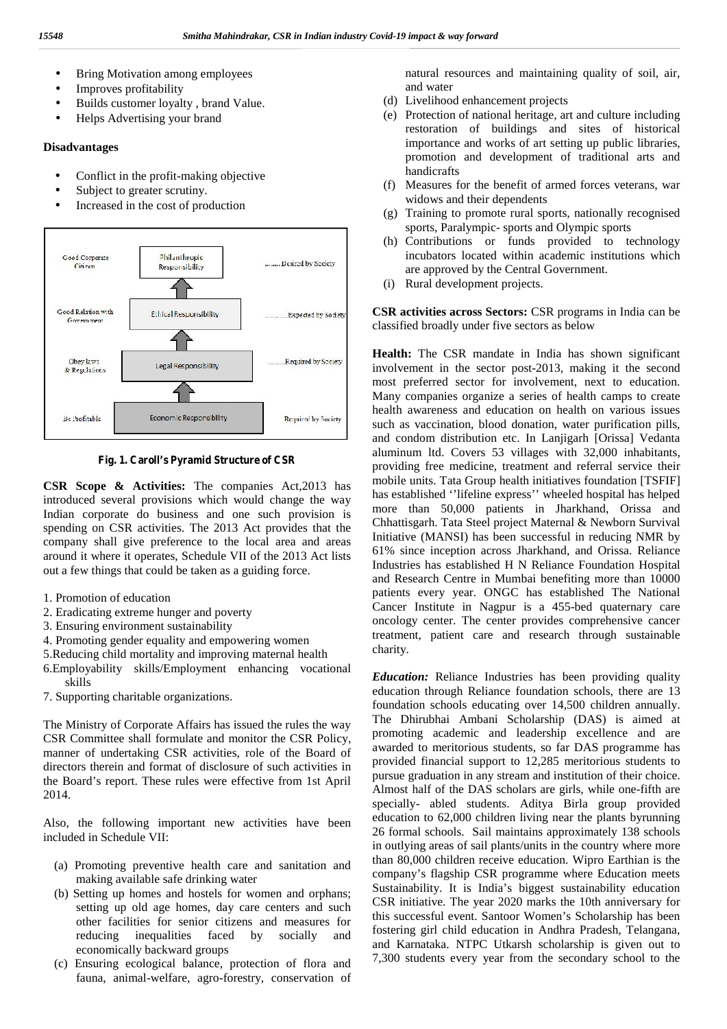- Bring Motivation among employees
- Improves profitability
- Builds customer loyalty , brand Value.
- Helps Advertising your brand

**Disadvantages**

- Conflict in the profit-making objective
- Subject to greater scrutiny.
- Increased in the cost of production

| Good Corporate Citizen | Philanthropic Responsibility | ........Desired by Society |
|---|---|---|
| Good Relation with Government | Ethical Responsibility | ..........Expected by Society |
| Obey laws & Regulations | Legal Responsibility | ........Required by Society |
| Be Profitable | Economic Responsibility | Required by Society |

**Fig. 1. Caroll's Pyramid Structure of CSR**

**CSR Scope & Activities:** The companies Act,2013 has introduced several provisions which would change the way Indian corporate do business and one such provision is spending on CSR activities. The 2013 Act provides that the company shall give preference to the local area and areas around it where it operates, Schedule VII of the 2013 Act lists out a few things that could be taken as a guiding force.

1. Promotion of education
2. Eradicating extreme hunger and poverty
3. Ensuring environment sustainability
4. Promoting gender equality and empowering women
5. Reducing child mortality and improving maternal health
6. Employability skills/Employment enhancing vocational skills
7. Supporting charitable organizations.

The Ministry of Corporate Affairs has issued the rules the way CSR Committee shall formulate and monitor the CSR Policy, manner of undertaking CSR activities, role of the Board of directors therein and format of disclosure of such activities in the Board's report. These rules were effective from 1st April 2014.

Also, the following important new activities have been included in Schedule VII:

(a) Promoting preventive health care and sanitation and making available safe drinking water
(b) Setting up homes and hostels for women and orphans; setting up old age homes, day care centers and such other facilities for senior citizens and measures for reducing inequalities faced by socially and economically backward groups
(c) Ensuring ecological balance, protection of flora and fauna, animal-welfare, agro-forestry, conservation of natural resources and maintaining quality of soil, air, and water
(d) Livelihood enhancement projects
(e) Protection of national heritage, art and culture including restoration of buildings and sites of historical importance and works of art setting up public libraries, promotion and development of traditional arts and handicrafts
(f) Measures for the benefit of armed forces veterans, war widows and their dependents
(g) Training to promote rural sports, nationally recognised sports, Paralympic- sports and Olympic sports
(h) Contributions or funds provided to technology incubators located within academic institutions which are approved by the Central Government.
(i) Rural development projects.

**CSR activities across Sectors:** CSR programs in India can be classified broadly under five sectors as below

**Health:** The CSR mandate in India has shown significant involvement in the sector post-2013, making it the second most preferred sector for involvement, next to education. Many companies organize a series of health camps to create health awareness and education on health on various issues such as vaccination, blood donation, water purification pills, and condom distribution etc. In Lanjigarh [Orissa] Vedanta aluminum ltd. Covers 53 villages with 32,000 inhabitants, providing free medicine, treatment and referral service their mobile units. Tata Group health initiatives foundation [TSFIF] has established ''lifeline express'' wheeled hospital has helped more than 50,000 patients in Jharkhand, Orissa and Chhattisgarh. Tata Steel project Maternal & Newborn Survival Initiative (MANSI) has been successful in reducing NMR by 61% since inception across Jharkhand, and Orissa. Reliance Industries has established H N Reliance Foundation Hospital and Research Centre in Mumbai benefiting more than 10000 patients every year. ONGC has established The National Cancer Institute in Nagpur is a 455-bed quaternary care oncology center. The center provides comprehensive cancer treatment, patient care and research through sustainable charity.

***Education:*** Reliance Industries has been providing quality education through Reliance foundation schools, there are 13 foundation schools educating over 14,500 children annually. The Dhirubhai Ambani Scholarship (DAS) is aimed at promoting academic and leadership excellence and are awarded to meritorious students, so far DAS programme has provided financial support to 12,285 meritorious students to pursue graduation in any stream and institution of their choice. Almost half of the DAS scholars are girls, while one-fifth are specially- abled students. Aditya Birla group provided education to 62,000 children living near the plants byrunning 26 formal schools. Sail maintains approximately 138 schools in outlying areas of sail plants/units in the country where more than 80,000 children receive education. Wipro Earthian is the company's flagship CSR programme where Education meets Sustainability. It is India's biggest sustainability education CSR initiative. The year 2020 marks the 10th anniversary for this successful event. Santoor Women's Scholarship has been fostering girl child education in Andhra Pradesh, Telangana, and Karnataka. NTPC Utkarsh scholarship is given out to 7,300 students every year from the secondary school to the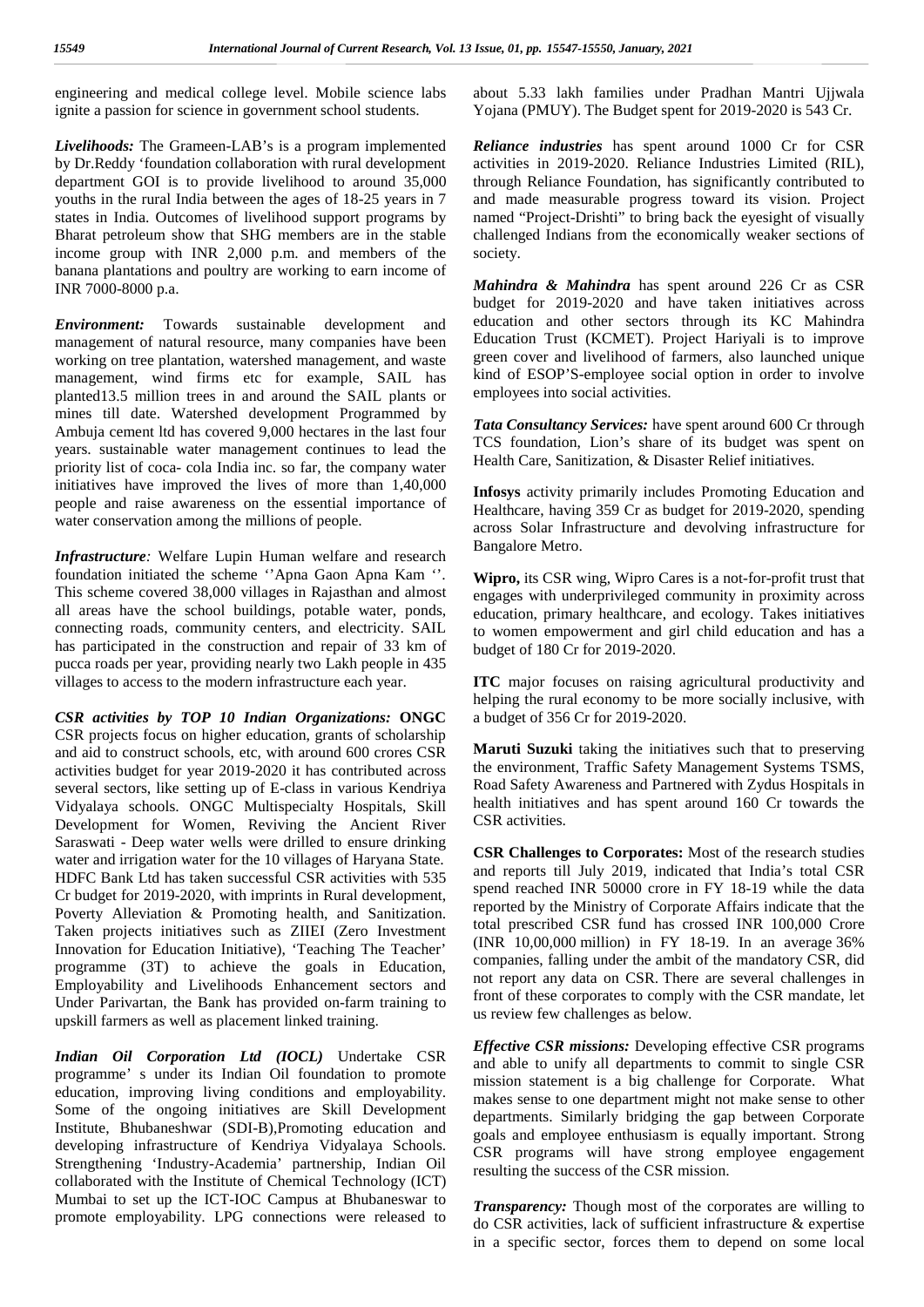engineering and medical college level. Mobile science labs ignite a passion for science in government school students.

***Livelihoods:*** The Grameen-LAB's is a program implemented by Dr.Reddy 'foundation collaboration with rural development department GOI is to provide livelihood to around 35,000 youths in the rural India between the ages of 18-25 years in 7 states in India. Outcomes of livelihood support programs by Bharat petroleum show that SHG members are in the stable income group with INR 2,000 p.m. and members of the banana plantations and poultry are working to earn income of INR 7000-8000 p.a.

***Environment:*** Towards sustainable development and management of natural resource, many companies have been working on tree plantation, watershed management, and waste management, wind firms etc for example, SAIL has planted13.5 million trees in and around the SAIL plants or mines till date. Watershed development Programmed by Ambuja cement ltd has covered 9,000 hectares in the last four years. sustainable water management continues to lead the priority list of coca- cola India inc. so far, the company water initiatives have improved the lives of more than 1,40,000 people and raise awareness on the essential importance of water conservation among the millions of people.

***Infrastructure:*** Welfare Lupin Human welfare and research foundation initiated the scheme ''Apna Gaon Apna Kam ''. This scheme covered 38,000 villages in Rajasthan and almost all areas have the school buildings, potable water, ponds, connecting roads, community centers, and electricity. SAIL has participated in the construction and repair of 33 km of pucca roads per year, providing nearly two Lakh people in 435 villages to access to the modern infrastructure each year.

***CSR activities by TOP 10 Indian Organizations:*** **ONGC** CSR projects focus on higher education, grants of scholarship and aid to construct schools, etc, with around 600 crores CSR activities budget for year 2019-2020 it has contributed across several sectors, like setting up of E-class in various Kendriya Vidyalaya schools. ONGC Multispecialty Hospitals, Skill Development for Women, Reviving the Ancient River Saraswati - Deep water wells were drilled to ensure drinking water and irrigation water for the 10 villages of Haryana State. HDFC Bank Ltd has taken successful CSR activities with 535 Cr budget for 2019-2020, with imprints in Rural development, Poverty Alleviation & Promoting health, and Sanitization. Taken projects initiatives such as ZIIEI (Zero Investment Innovation for Education Initiative), 'Teaching The Teacher' programme (3T) to achieve the goals in Education, Employability and Livelihoods Enhancement sectors and Under Parivartan, the Bank has provided on-farm training to upskill farmers as well as placement linked training.

***Indian Oil Corporation Ltd (IOCL)*** Undertake CSR programme' s under its Indian Oil foundation to promote education, improving living conditions and employability. Some of the ongoing initiatives are Skill Development Institute, Bhubaneshwar (SDI-B),Promoting education and developing infrastructure of Kendriya Vidyalaya Schools. Strengthening 'Industry-Academia' partnership, Indian Oil collaborated with the Institute of Chemical Technology (ICT) Mumbai to set up the ICT-IOC Campus at Bhubaneswar to promote employability. LPG connections were released to about 5.33 lakh families under Pradhan Mantri Ujjwala Yojana (PMUY). The Budget spent for 2019-2020 is 543 Cr.

***Reliance industries*** has spent around 1000 Cr for CSR activities in 2019-2020. Reliance Industries Limited (RIL), through Reliance Foundation, has significantly contributed to and made measurable progress toward its vision. Project named "Project-Drishti" to bring back the eyesight of visually challenged Indians from the economically weaker sections of society.

***Mahindra & Mahindra*** has spent around 226 Cr as CSR budget for 2019-2020 and have taken initiatives across education and other sectors through its KC Mahindra Education Trust (KCMET). Project Hariyali is to improve green cover and livelihood of farmers, also launched unique kind of ESOP'S-employee social option in order to involve employees into social activities.

***Tata Consultancy Services:*** have spent around 600 Cr through TCS foundation, Lion's share of its budget was spent on Health Care, Sanitization, & Disaster Relief initiatives.

**Infosys** activity primarily includes Promoting Education and Healthcare, having 359 Cr as budget for 2019-2020, spending across Solar Infrastructure and devolving infrastructure for Bangalore Metro.

**Wipro,** its CSR wing, Wipro Cares is a not-for-profit trust that engages with underprivileged community in proximity across education, primary healthcare, and ecology. Takes initiatives to women empowerment and girl child education and has a budget of 180 Cr for 2019-2020.

**ITC** major focuses on raising agricultural productivity and helping the rural economy to be more socially inclusive, with a budget of 356 Cr for 2019-2020.

**Maruti Suzuki** taking the initiatives such that to preserving the environment, Traffic Safety Management Systems TSMS, Road Safety Awareness and Partnered with Zydus Hospitals in health initiatives and has spent around 160 Cr towards the CSR activities.

**CSR Challenges to Corporates:** Most of the research studies and reports till July 2019, indicated that India's total CSR spend reached INR 50000 crore in FY 18-19 while the data reported by the Ministry of Corporate Affairs indicate that the total prescribed CSR fund has crossed INR 100,000 Crore (INR 10,00,000 million) in FY 18-19. In an average 36% companies, falling under the ambit of the mandatory CSR, did not report any data on CSR. There are several challenges in front of these corporates to comply with the CSR mandate, let us review few challenges as below.

***Effective CSR missions:*** Developing effective CSR programs and able to unify all departments to commit to single CSR mission statement is a big challenge for Corporate. What makes sense to one department might not make sense to other departments. Similarly bridging the gap between Corporate goals and employee enthusiasm is equally important. Strong CSR programs will have strong employee engagement resulting the success of the CSR mission.

***Transparency:*** Though most of the corporates are willing to do CSR activities, lack of sufficient infrastructure & expertise in a specific sector, forces them to depend on some local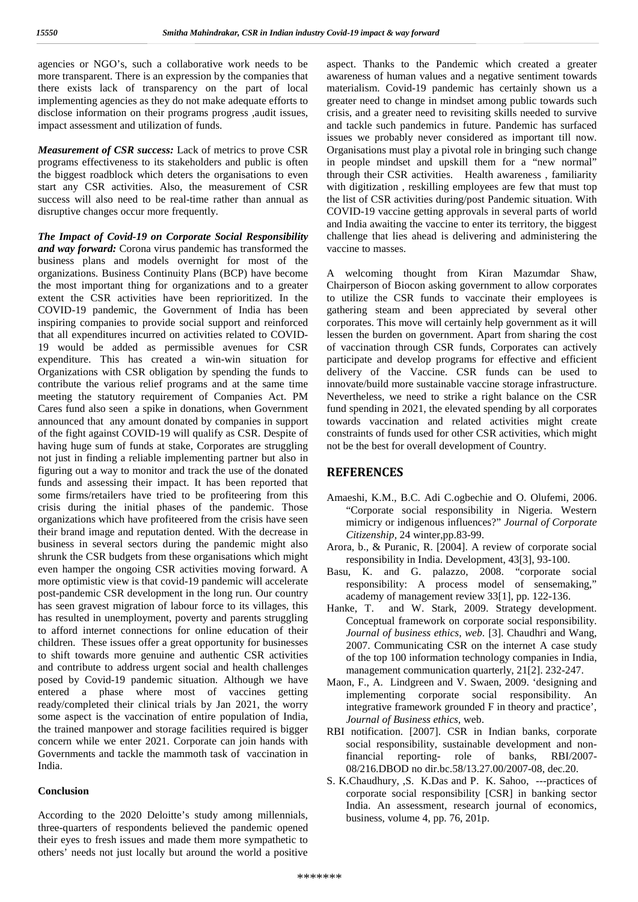agencies or NGO's, such a collaborative work needs to be more transparent. There is an expression by the companies that there exists lack of transparency on the part of local implementing agencies as they do not make adequate efforts to disclose information on their programs progress ,audit issues, impact assessment and utilization of funds.

***Measurement of CSR success:*** Lack of metrics to prove CSR programs effectiveness to its stakeholders and public is often the biggest roadblock which deters the organisations to even start any CSR activities. Also, the measurement of CSR success will also need to be real-time rather than annual as disruptive changes occur more frequently.

***The Impact of Covid-19 on Corporate Social Responsibility and way forward:*** Corona virus pandemic has transformed the business plans and models overnight for most of the organizations. Business Continuity Plans (BCP) have become the most important thing for organizations and to a greater extent the CSR activities have been reprioritized. In the COVID-19 pandemic, the Government of India has been inspiring companies to provide social support and reinforced that all expenditures incurred on activities related to COVID-19 would be added as permissible avenues for CSR expenditure. This has created a win-win situation for Organizations with CSR obligation by spending the funds to contribute the various relief programs and at the same time meeting the statutory requirement of Companies Act. PM Cares fund also seen a spike in donations, when Government announced that any amount donated by companies in support of the fight against COVID-19 will qualify as CSR. Despite of having huge sum of funds at stake, Corporates are struggling not just in finding a reliable implementing partner but also in figuring out a way to monitor and track the use of the donated funds and assessing their impact. It has been reported that some firms/retailers have tried to be profiteering from this crisis during the initial phases of the pandemic. Those organizations which have profiteered from the crisis have seen their brand image and reputation dented. With the decrease in business in several sectors during the pandemic might also shrunk the CSR budgets from these organisations which might even hamper the ongoing CSR activities moving forward. A more optimistic view is that covid-19 pandemic will accelerate post-pandemic CSR development in the long run. Our country has seen gravest migration of labour force to its villages, this has resulted in unemployment, poverty and parents struggling to afford internet connections for online education of their children. These issues offer a great opportunity for businesses to shift towards more genuine and authentic CSR activities and contribute to address urgent social and health challenges posed by Covid-19 pandemic situation. Although we have entered a phase where most of vaccines getting ready/completed their clinical trials by Jan 2021, the worry some aspect is the vaccination of entire population of India, the trained manpower and storage facilities required is bigger concern while we enter 2021. Corporate can join hands with Governments and tackle the mammoth task of vaccination in India.

**Conclusion**

According to the 2020 Deloitte's study among millennials, three-quarters of respondents believed the pandemic opened their eyes to fresh issues and made them more sympathetic to others' needs not just locally but around the world a positive aspect. Thanks to the Pandemic which created a greater awareness of human values and a negative sentiment towards materialism. Covid-19 pandemic has certainly shown us a greater need to change in mindset among public towards such crisis, and a greater need to revisiting skills needed to survive and tackle such pandemics in future. Pandemic has surfaced issues we probably never considered as important till now. Organisations must play a pivotal role in bringing such change in people mindset and upskill them for a "new normal" through their CSR activities. Health awareness , familiarity with digitization , reskilling employees are few that must top the list of CSR activities during/post Pandemic situation. With COVID-19 vaccine getting approvals in several parts of world and India awaiting the vaccine to enter its territory, the biggest challenge that lies ahead is delivering and administering the vaccine to masses.

A welcoming thought from Kiran Mazumdar Shaw, Chairperson of Biocon asking government to allow corporates to utilize the CSR funds to vaccinate their employees is gathering steam and been appreciated by several other corporates. This move will certainly help government as it will lessen the burden on government. Apart from sharing the cost of vaccination through CSR funds, Corporates can actively participate and develop programs for effective and efficient delivery of the Vaccine. CSR funds can be used to innovate/build more sustainable vaccine storage infrastructure. Nevertheless, we need to strike a right balance on the CSR fund spending in 2021, the elevated spending by all corporates towards vaccination and related activities might create constraints of funds used for other CSR activities, which might not be the best for overall development of Country.

## REFERENCES

- Amaeshi, K.M., B.C. Adi C.ogbechie and O. Olufemi, 2006. "Corporate social responsibility in Nigeria. Western mimicry or indigenous influences?" *Journal of Corporate Citizenship*, 24 winter,pp.83-99.
- Arora, b., & Puranic, R. [2004]. A review of corporate social responsibility in India. Development, 43[3], 93-100.
- Basu, K. and G. palazzo, 2008. "corporate social responsibility: A process model of sensemaking," academy of management review 33[1], pp. 122-136.
- Hanke, T. and W. Stark, 2009. Strategy development. Conceptual framework on corporate social responsibility. *Journal of business ethics, web*. [3]. Chaudhri and Wang, 2007. Communicating CSR on the internet A case study of the top 100 information technology companies in India, management communication quarterly, 21[2]. 232-247.
- Maon, F., A. Lindgreen and V. Swaen, 2009. 'designing and implementing corporate social responsibility. An integrative framework grounded F in theory and practice', *Journal of Business ethics*, web.
- RBI notification. [2007]. CSR in Indian banks, corporate social responsibility, sustainable development and non-financial reporting- role of banks, RBI/2007-08/216.DBOD no dir.bc.58/13.27.00/2007-08, dec.20.
- S. K.Chaudhury, ,S. K.Das and P. K. Sahoo, ---practices of corporate social responsibility [CSR] in banking sector India. An assessment, research journal of economics, business, volume 4, pp. 76, 201p.

*******